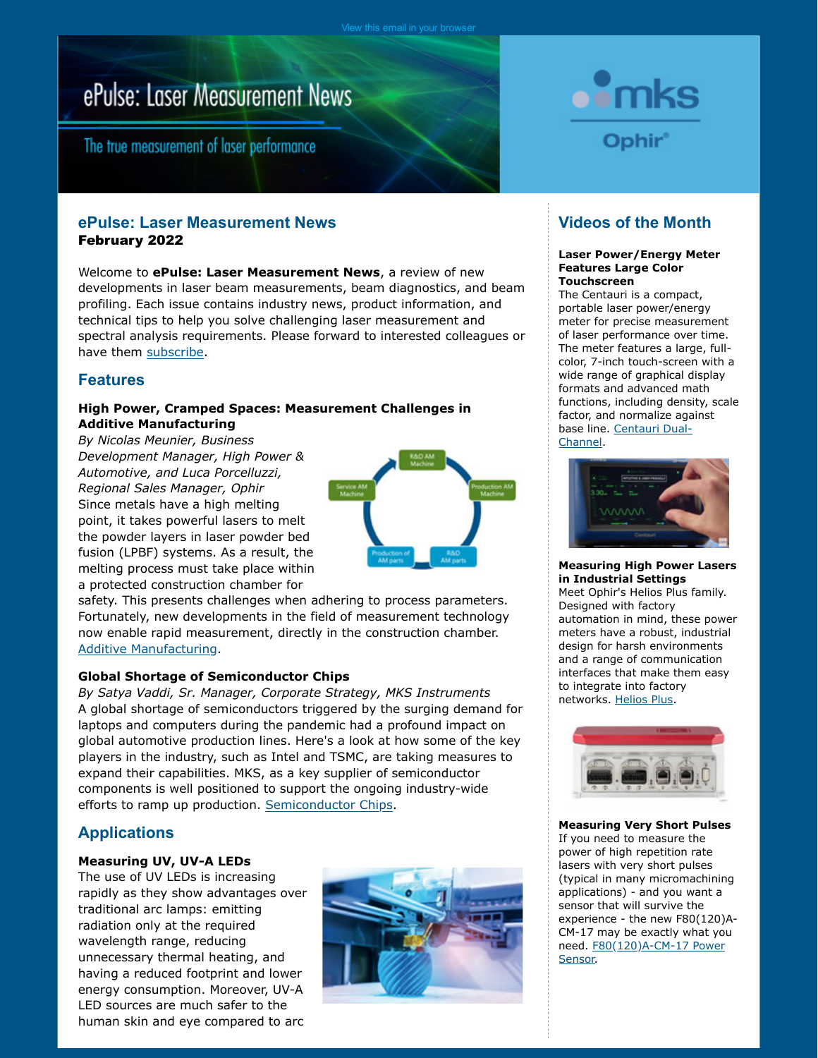View this email in your browser

# ePulse: Laser Measurement News

The true measurement of laser performance

## ePulse: Laser Measurement News

**February 2022**

Welcome to **ePulse: Laser Measurement News**, a review of new developments in laser beam measurements, beam diagnostics, and beam profiling. Each issue contains industry news, product information, and technical tips to help you solve challenging laser measurement and spectral analysis requirements. Please forward to interested colleagues or have them subscribe.

## Features

### High Power, Cramped Spaces: Measurement Challenges in Additive Manufacturing

*By Nicolas Meunier, Business Development Manager, High Power & Automotive, and Luca Porcelluzzi, Regional Sales Manager, Ophir*

Since metals have a high melting point, it takes powerful lasers to melt the powder layers in laser powder bed fusion (LPBF) systems. As a result, the melting process must take place within a protected construction chamber for safety. This presents challenges when adhering to process parameters. Fortunately, new developments in the field of measurement technology now enable rapid measurement, directly in the construction chamber. Additive Manufacturing.

### Global Shortage of Semiconductor Chips

*By Satya Vaddi, Sr. Manager, Corporate Strategy, MKS Instruments*

A global shortage of semiconductors triggered by the surging demand for laptops and computers during the pandemic had a profound impact on global automotive production lines. Here's a look at how some of the key players in the industry, such as Intel and TSMC, are taking measures to expand their capabilities. MKS, as a key supplier of semiconductor components is well positioned to support the ongoing industry-wide efforts to ramp up production. Semiconductor Chips.

## Applications

### Measuring UV, UV-A LEDs

The use of UV LEDs is increasing rapidly as they show advantages over traditional arc lamps: emitting radiation only at the required wavelength range, reducing unnecessary thermal heating, and having a reduced footprint and lower energy consumption. Moreover, UV-A LED sources are much safer to the human skin and eye compared to arc

## Videos of the Month

### Laser Power/Energy Meter Features Large Color Touchscreen

The Centauri is a compact, portable laser power/energy meter for precise measurement of laser performance over time. The meter features a large, full-color, 7-inch touch-screen with a wide range of graphical display formats and advanced math functions, including density, scale factor, and normalize against base line. Centauri Dual-Channel.

### Measuring High Power Lasers in Industrial Settings

Meet Ophir's Helios Plus family. Designed with factory automation in mind, these power meters have a robust, industrial design for harsh environments and a range of communication interfaces that make them easy to integrate into factory networks. Helios Plus.

### Measuring Very Short Pulses

If you need to measure the power of high repetition rate lasers with very short pulses (typical in many micromachining applications) - and you want a sensor that will survive the experience - the new F80(120)A-CM-17 may be exactly what you need. F80(120)A-CM-17 Power Sensor.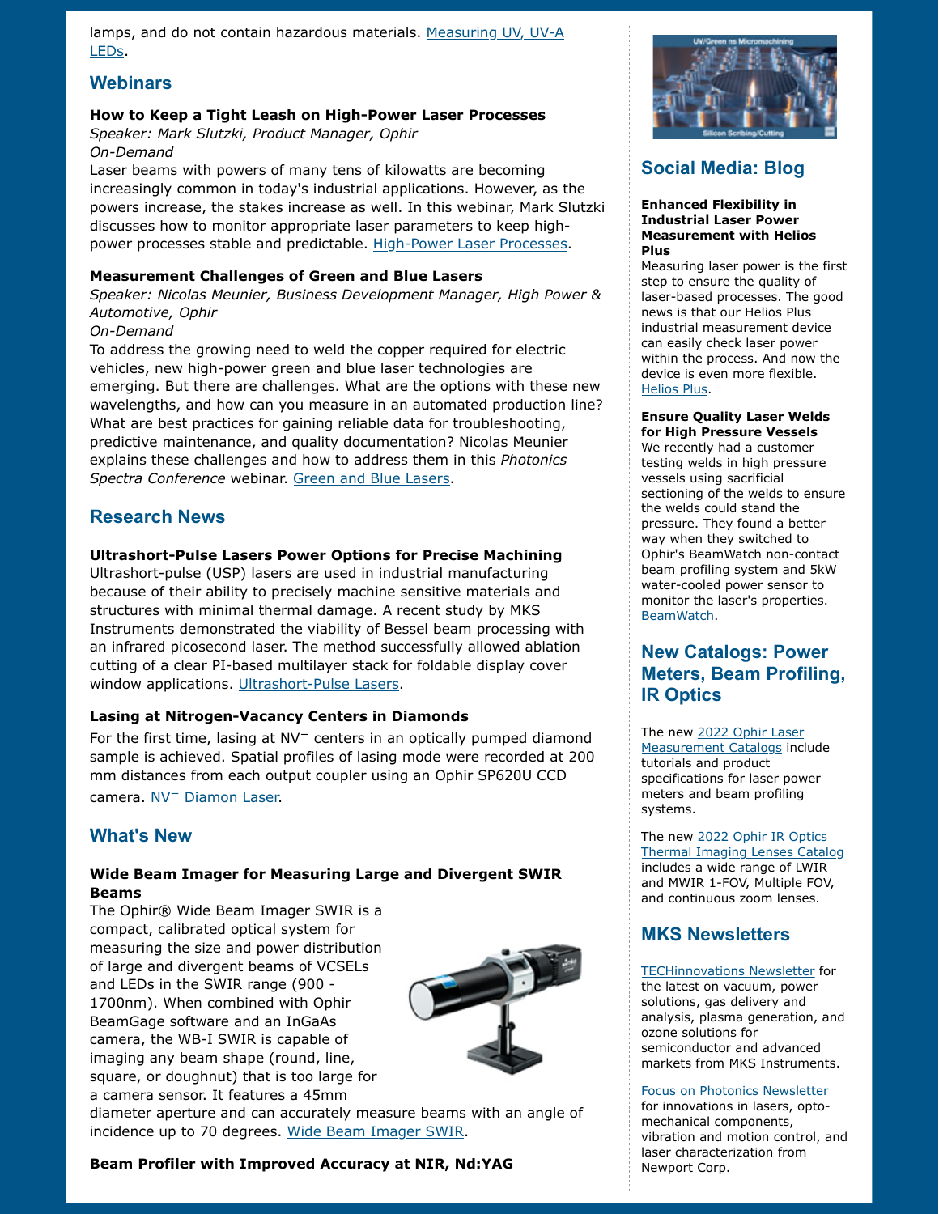lamps, and do not contain hazardous materials. Measuring UV, UV-A LEDs.

## Webinars

**How to Keep a Tight Leash on High-Power Laser Processes**
*Speaker: Mark Slutzki, Product Manager, Ophir*
*On-Demand*
Laser beams with powers of many tens of kilowatts are becoming increasingly common in today's industrial applications. However, as the powers increase, the stakes increase as well. In this webinar, Mark Slutzki discusses how to monitor appropriate laser parameters to keep high-power processes stable and predictable. High-Power Laser Processes.

**Measurement Challenges of Green and Blue Lasers**
*Speaker: Nicolas Meunier, Business Development Manager, High Power & Automotive, Ophir*
*On-Demand*
To address the growing need to weld the copper required for electric vehicles, new high-power green and blue laser technologies are emerging. But there are challenges. What are the options with these new wavelengths, and how can you measure in an automated production line? What are best practices for gaining reliable data for troubleshooting, predictive maintenance, and quality documentation? Nicolas Meunier explains these challenges and how to address them in this *Photonics Spectra Conference* webinar. Green and Blue Lasers.

## Research News

**Ultrashort-Pulse Lasers Power Options for Precise Machining**
Ultrashort-pulse (USP) lasers are used in industrial manufacturing because of their ability to precisely machine sensitive materials and structures with minimal thermal damage. A recent study by MKS Instruments demonstrated the viability of Bessel beam processing with an infrared picosecond laser. The method successfully allowed ablation cutting of a clear PI-based multilayer stack for foldable display cover window applications. Ultrashort-Pulse Lasers.

**Lasing at Nitrogen-Vacancy Centers in Diamonds**
For the first time, lasing at $NV^-$ centers in an optically pumped diamond sample is achieved. Spatial profiles of lasing mode were recorded at 200 mm distances from each output coupler using an Ophir SP620U CCD camera. $NV^-$ Diamon Laser.

## What's New

**Wide Beam Imager for Measuring Large and Divergent SWIR Beams**
The Ophir® Wide Beam Imager SWIR is a compact, calibrated optical system for measuring the size and power distribution of large and divergent beams of VCSELs and LEDs in the SWIR range (900 - 1700nm). When combined with Ophir BeamGage software and an InGaAs camera, the WB-I SWIR is capable of imaging any beam shape (round, line, square, or doughnut) that is too large for a camera sensor. It features a 45mm diameter aperture and can accurately measure beams with an angle of incidence up to 70 degrees. Wide Beam Imager SWIR.

**Beam Profiler with Improved Accuracy at NIR, Nd:YAG**

## Social Media: Blog

**Enhanced Flexibility in Industrial Laser Power Measurement with Helios Plus**
Measuring laser power is the first step to ensure the quality of laser-based processes. The good news is that our Helios Plus industrial measurement device can easily check laser power within the process. And now the device is even more flexible. Helios Plus.

**Ensure Quality Laser Welds for High Pressure Vessels**
We recently had a customer testing welds in high pressure vessels using sacrificial sectioning of the welds to ensure the welds could stand the pressure. They found a better way when they switched to Ophir's BeamWatch non-contact beam profiling system and 5kW water-cooled power sensor to monitor the laser's properties. BeamWatch.

## New Catalogs: Power Meters, Beam Profiling, IR Optics

The new 2022 Ophir Laser Measurement Catalogs include tutorials and product specifications for laser power meters and beam profiling systems.

The new 2022 Ophir IR Optics Thermal Imaging Lenses Catalog includes a wide range of LWIR and MWIR 1-FOV, Multiple FOV, and continuous zoom lenses.

## MKS Newsletters

TECHinnovations Newsletter for the latest on vacuum, power solutions, gas delivery and analysis, plasma generation, and ozone solutions for semiconductor and advanced markets from MKS Instruments.

Focus on Photonics Newsletter for innovations in lasers, opto-mechanical components, vibration and motion control, and laser characterization from Newport Corp.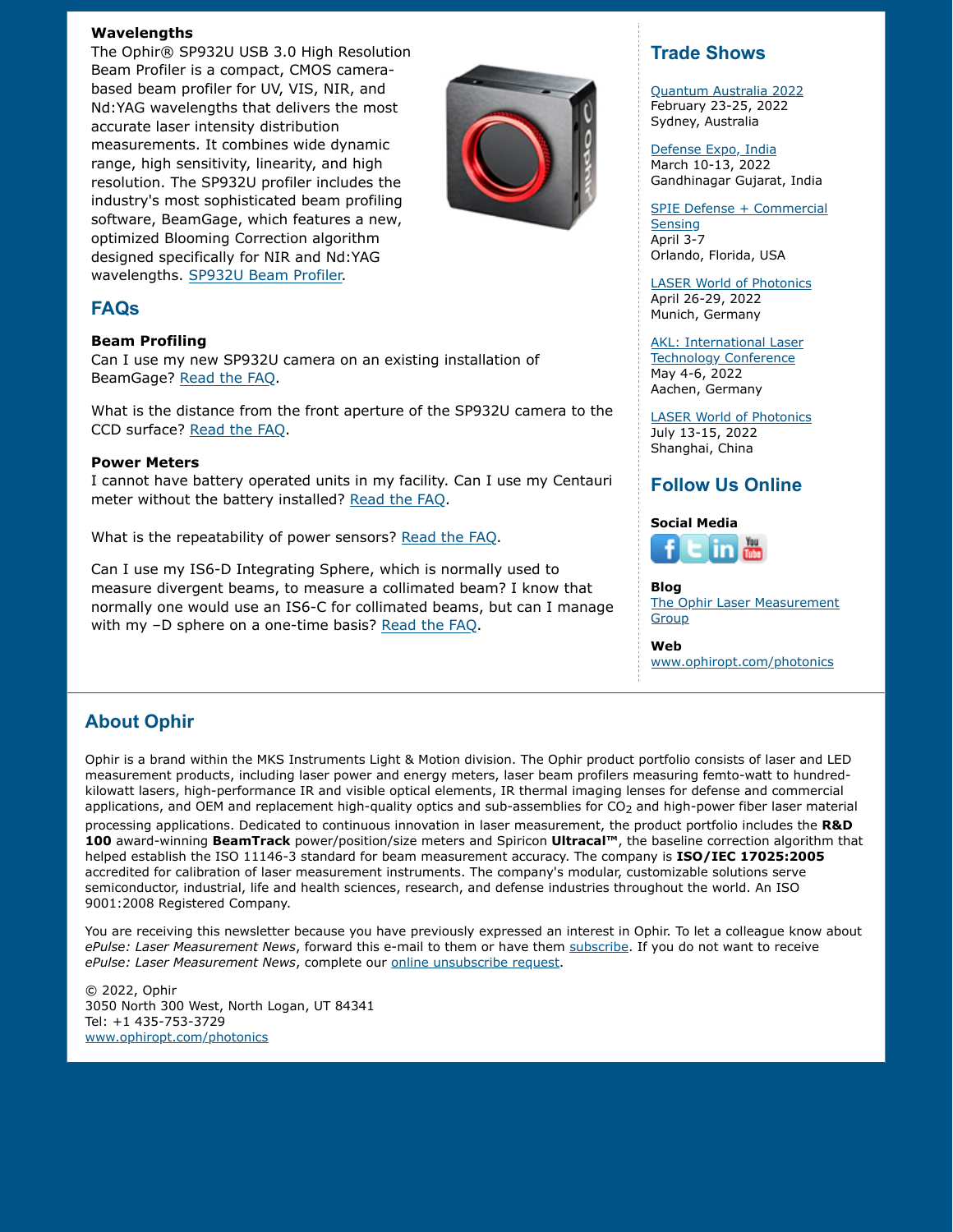**Wavelengths**
The Ophir® SP932U USB 3.0 High Resolution Beam Profiler is a compact, CMOS camera-based beam profiler for UV, VIS, NIR, and Nd:YAG wavelengths that delivers the most accurate laser intensity distribution measurements. It combines wide dynamic range, high sensitivity, linearity, and high resolution. The SP932U profiler includes the industry's most sophisticated beam profiling software, BeamGage, which features a new, optimized Blooming Correction algorithm designed specifically for NIR and Nd:YAG wavelengths. SP932U Beam Profiler.

## FAQs

**Beam Profiling**
Can I use my new SP932U camera on an existing installation of BeamGage? Read the FAQ.

What is the distance from the front aperture of the SP932U camera to the CCD surface? Read the FAQ.

**Power Meters**
I cannot have battery operated units in my facility. Can I use my Centauri meter without the battery installed? Read the FAQ.

What is the repeatability of power sensors? Read the FAQ.

Can I use my IS6-D Integrating Sphere, which is normally used to measure divergent beams, to measure a collimated beam? I know that normally one would use an IS6-C for collimated beams, but can I manage with my –D sphere on a one-time basis? Read the FAQ.

## Trade Shows

Quantum Australia 2022
February 23-25, 2022
Sydney, Australia

Defense Expo, India
March 10-13, 2022
Gandhinagar Gujarat, India

SPIE Defense + Commercial Sensing
April 3-7
Orlando, Florida, USA

LASER World of Photonics
April 26-29, 2022
Munich, Germany

AKL: International Laser Technology Conference
May 4-6, 2022
Aachen, Germany

LASER World of Photonics
July 13-15, 2022
Shanghai, China

## Follow Us Online

**Social Media**

**Blog**
The Ophir Laser Measurement Group

**Web**
www.ophiropt.com/photonics

## About Ophir

Ophir is a brand within the MKS Instruments Light & Motion division. The Ophir product portfolio consists of laser and LED measurement products, including laser power and energy meters, laser beam profilers measuring femto-watt to hundred-kilowatt lasers, high-performance IR and visible optical elements, IR thermal imaging lenses for defense and commercial applications, and OEM and replacement high-quality optics and sub-assemblies for $CO_2$ and high-power fiber laser material processing applications. Dedicated to continuous innovation in laser measurement, the product portfolio includes the **R&D 100** award-winning **BeamTrack** power/position/size meters and Spiricon **Ultracal™**, the baseline correction algorithm that helped establish the ISO 11146-3 standard for beam measurement accuracy. The company is **ISO/IEC 17025:2005** accredited for calibration of laser measurement instruments. The company's modular, customizable solutions serve semiconductor, industrial, life and health sciences, research, and defense industries throughout the world. An ISO 9001:2008 Registered Company.

You are receiving this newsletter because you have previously expressed an interest in Ophir. To let a colleague know about *ePulse: Laser Measurement News*, forward this e-mail to them or have them subscribe. If you do not want to receive *ePulse: Laser Measurement News*, complete our online unsubscribe request.

© 2022, Ophir
3050 North 300 West, North Logan, UT 84341
Tel: +1 435-753-3729
www.ophiropt.com/photonics